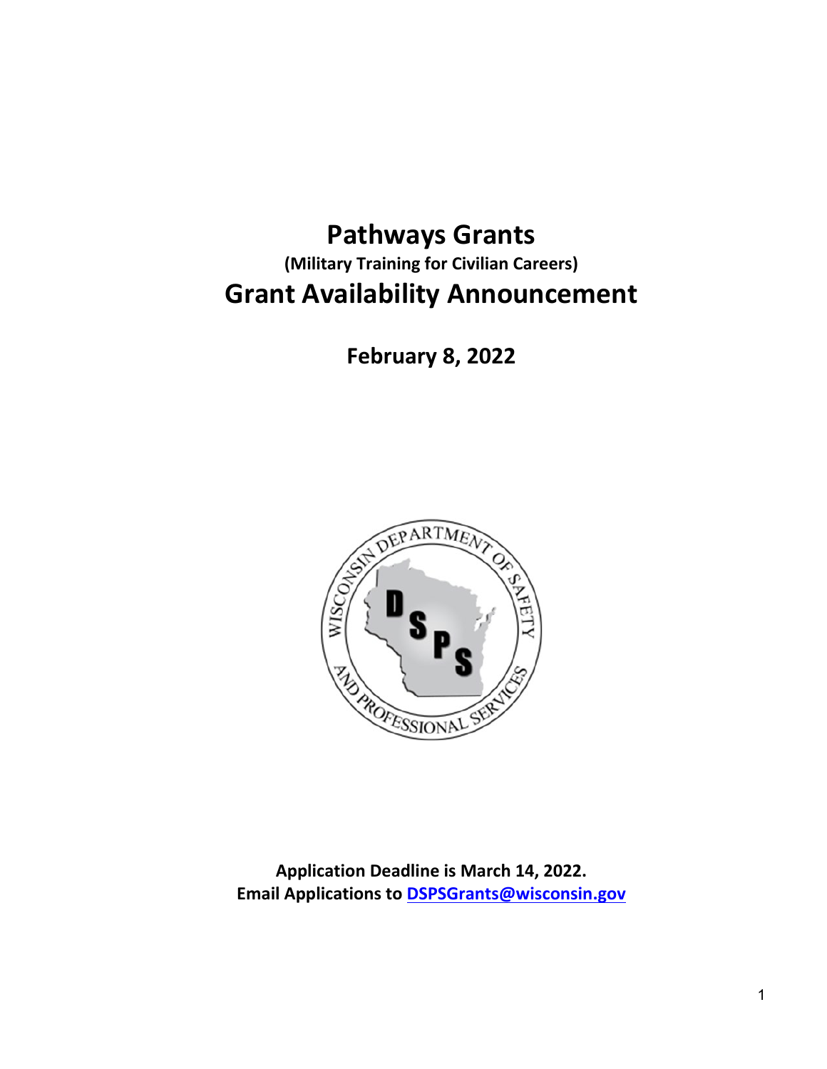# Pathways Grants

### (Military Training for Civilian Careers)

# Grant Availability Announcement

## February 8, 2022

**Application Deadline is March 14, 2022.**
**Email Applications to DSPSGrants@wisconsin.gov**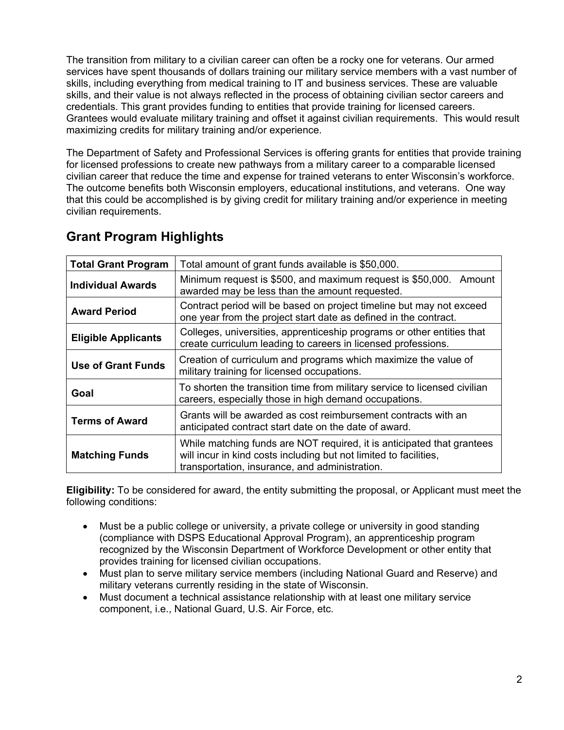The transition from military to a civilian career can often be a rocky one for veterans. Our armed services have spent thousands of dollars training our military service members with a vast number of skills, including everything from medical training to IT and business services. These are valuable skills, and their value is not always reflected in the process of obtaining civilian sector careers and credentials. This grant provides funding to entities that provide training for licensed careers. Grantees would evaluate military training and offset it against civilian requirements. This would result maximizing credits for military training and/or experience.

The Department of Safety and Professional Services is offering grants for entities that provide training for licensed professions to create new pathways from a military career to a comparable licensed civilian career that reduce the time and expense for trained veterans to enter Wisconsin's workforce. The outcome benefits both Wisconsin employers, educational institutions, and veterans. One way that this could be accomplished is by giving credit for military training and/or experience in meeting civilian requirements.

## Grant Program Highlights

| | |
|---|---|
| **Total Grant Program** | Total amount of grant funds available is $50,000. |
| **Individual Awards** | Minimum request is $500, and maximum request is $50,000. Amount awarded may be less than the amount requested. |
| **Award Period** | Contract period will be based on project timeline but may not exceed one year from the project start date as defined in the contract. |
| **Eligible Applicants** | Colleges, universities, apprenticeship programs or other entities that create curriculum leading to careers in licensed professions. |
| **Use of Grant Funds** | Creation of curriculum and programs which maximize the value of military training for licensed occupations. |
| **Goal** | To shorten the transition time from military service to licensed civilian careers, especially those in high demand occupations. |
| **Terms of Award** | Grants will be awarded as cost reimbursement contracts with an anticipated contract start date on the date of award. |
| **Matching Funds** | While matching funds are NOT required, it is anticipated that grantees will incur in kind costs including but not limited to facilities, transportation, insurance, and administration. |

**Eligibility:** To be considered for award, the entity submitting the proposal, or Applicant must meet the following conditions:

- Must be a public college or university, a private college or university in good standing (compliance with DSPS Educational Approval Program), an apprenticeship program recognized by the Wisconsin Department of Workforce Development or other entity that provides training for licensed civilian occupations.
- Must plan to serve military service members (including National Guard and Reserve) and military veterans currently residing in the state of Wisconsin.
- Must document a technical assistance relationship with at least one military service component, i.e., National Guard, U.S. Air Force, etc.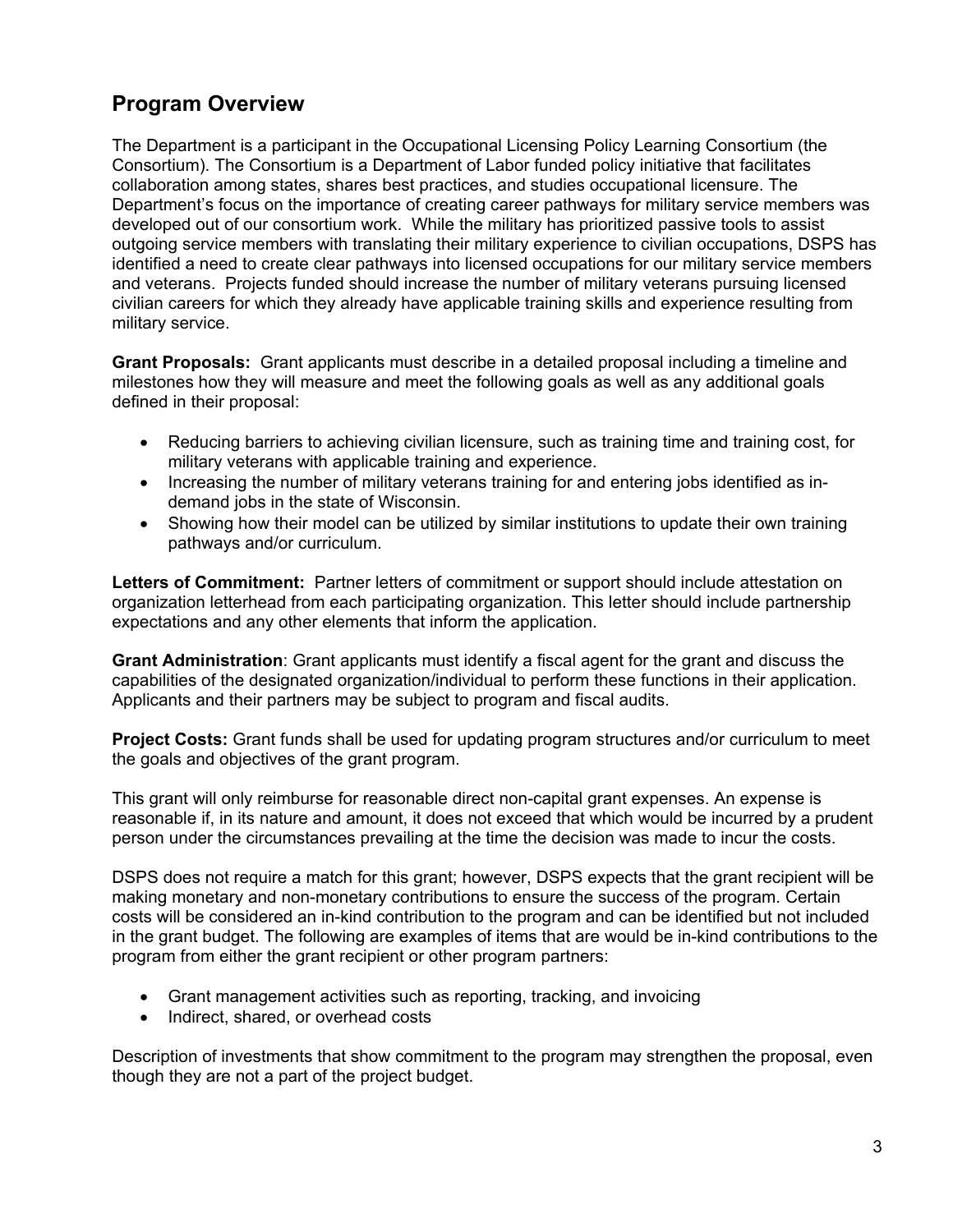## Program Overview

The Department is a participant in the Occupational Licensing Policy Learning Consortium (the Consortium). The Consortium is a Department of Labor funded policy initiative that facilitates collaboration among states, shares best practices, and studies occupational licensure. The Department's focus on the importance of creating career pathways for military service members was developed out of our consortium work. While the military has prioritized passive tools to assist outgoing service members with translating their military experience to civilian occupations, DSPS has identified a need to create clear pathways into licensed occupations for our military service members and veterans. Projects funded should increase the number of military veterans pursuing licensed civilian careers for which they already have applicable training skills and experience resulting from military service.

**Grant Proposals:** Grant applicants must describe in a detailed proposal including a timeline and milestones how they will measure and meet the following goals as well as any additional goals defined in their proposal:

- Reducing barriers to achieving civilian licensure, such as training time and training cost, for military veterans with applicable training and experience.
- Increasing the number of military veterans training for and entering jobs identified as in-demand jobs in the state of Wisconsin.
- Showing how their model can be utilized by similar institutions to update their own training pathways and/or curriculum.

**Letters of Commitment:** Partner letters of commitment or support should include attestation on organization letterhead from each participating organization. This letter should include partnership expectations and any other elements that inform the application.

**Grant Administration**: Grant applicants must identify a fiscal agent for the grant and discuss the capabilities of the designated organization/individual to perform these functions in their application. Applicants and their partners may be subject to program and fiscal audits.

**Project Costs:** Grant funds shall be used for updating program structures and/or curriculum to meet the goals and objectives of the grant program.

This grant will only reimburse for reasonable direct non-capital grant expenses. An expense is reasonable if, in its nature and amount, it does not exceed that which would be incurred by a prudent person under the circumstances prevailing at the time the decision was made to incur the costs.

DSPS does not require a match for this grant; however, DSPS expects that the grant recipient will be making monetary and non-monetary contributions to ensure the success of the program. Certain costs will be considered an in-kind contribution to the program and can be identified but not included in the grant budget. The following are examples of items that are would be in-kind contributions to the program from either the grant recipient or other program partners:

- Grant management activities such as reporting, tracking, and invoicing
- Indirect, shared, or overhead costs

Description of investments that show commitment to the program may strengthen the proposal, even though they are not a part of the project budget.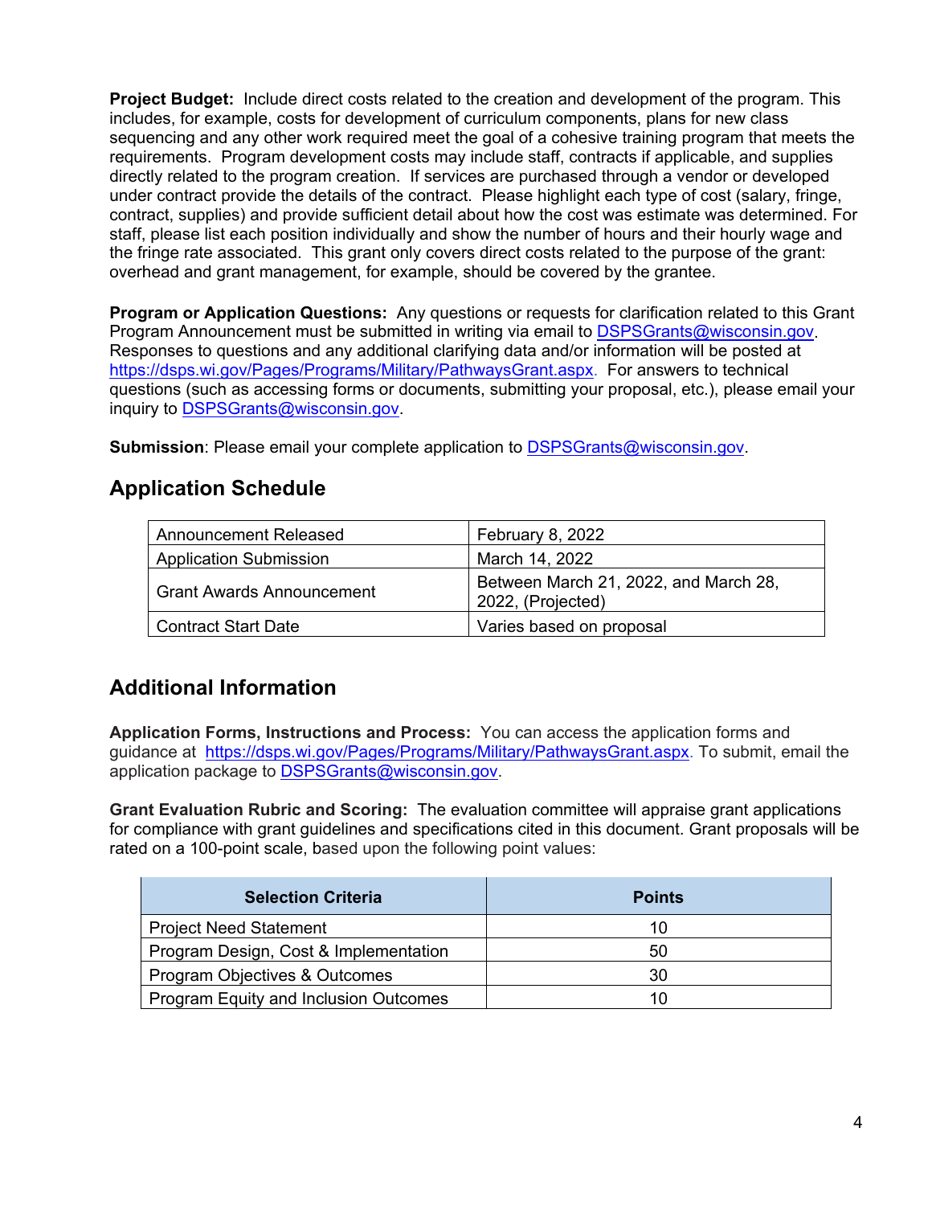**Project Budget:** Include direct costs related to the creation and development of the program. This includes, for example, costs for development of curriculum components, plans for new class sequencing and any other work required meet the goal of a cohesive training program that meets the requirements. Program development costs may include staff, contracts if applicable, and supplies directly related to the program creation. If services are purchased through a vendor or developed under contract provide the details of the contract. Please highlight each type of cost (salary, fringe, contract, supplies) and provide sufficient detail about how the cost was estimate was determined. For staff, please list each position individually and show the number of hours and their hourly wage and the fringe rate associated. This grant only covers direct costs related to the purpose of the grant: overhead and grant management, for example, should be covered by the grantee.

**Program or Application Questions:** Any questions or requests for clarification related to this Grant Program Announcement must be submitted in writing via email to DSPSGrants@wisconsin.gov. Responses to questions and any additional clarifying data and/or information will be posted at https://dsps.wi.gov/Pages/Programs/Military/PathwaysGrant.aspx. For answers to technical questions (such as accessing forms or documents, submitting your proposal, etc.), please email your inquiry to DSPSGrants@wisconsin.gov.

**Submission**: Please email your complete application to DSPSGrants@wisconsin.gov.

## Application Schedule

| | |
|---|---|
| Announcement Released | February 8, 2022 |
| Application Submission | March 14, 2022 |
| Grant Awards Announcement | Between March 21, 2022, and March 28, 2022, (Projected) |
| Contract Start Date | Varies based on proposal |

## Additional Information

**Application Forms, Instructions and Process:** You can access the application forms and guidance at https://dsps.wi.gov/Pages/Programs/Military/PathwaysGrant.aspx. To submit, email the application package to DSPSGrants@wisconsin.gov.

**Grant Evaluation Rubric and Scoring:** The evaluation committee will appraise grant applications for compliance with grant guidelines and specifications cited in this document. Grant proposals will be rated on a 100-point scale, based upon the following point values:

| Selection Criteria | Points |
|---|---|
| Project Need Statement | 10 |
| Program Design, Cost & Implementation | 50 |
| Program Objectives & Outcomes | 30 |
| Program Equity and Inclusion Outcomes | 10 |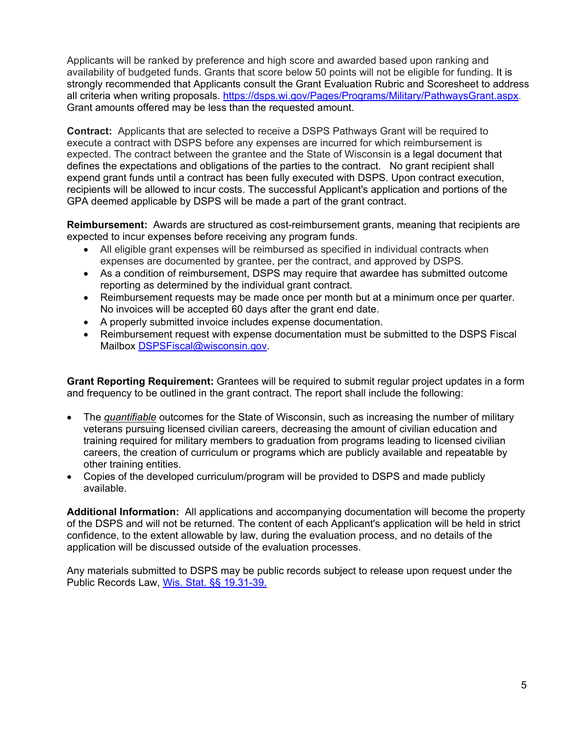Applicants will be ranked by preference and high score and awarded based upon ranking and availability of budgeted funds. Grants that score below 50 points will not be eligible for funding. It is strongly recommended that Applicants consult the Grant Evaluation Rubric and Scoresheet to address all criteria when writing proposals. https://dsps.wi.gov/Pages/Programs/Military/PathwaysGrant.aspx. Grant amounts offered may be less than the requested amount.

**Contract:** Applicants that are selected to receive a DSPS Pathways Grant will be required to execute a contract with DSPS before any expenses are incurred for which reimbursement is expected. The contract between the grantee and the State of Wisconsin is a legal document that defines the expectations and obligations of the parties to the contract. No grant recipient shall expend grant funds until a contract has been fully executed with DSPS. Upon contract execution, recipients will be allowed to incur costs. The successful Applicant's application and portions of the GPA deemed applicable by DSPS will be made a part of the grant contract.

**Reimbursement:** Awards are structured as cost-reimbursement grants, meaning that recipients are expected to incur expenses before receiving any program funds.

- All eligible grant expenses will be reimbursed as specified in individual contracts when expenses are documented by grantee, per the contract, and approved by DSPS.
- As a condition of reimbursement, DSPS may require that awardee has submitted outcome reporting as determined by the individual grant contract.
- Reimbursement requests may be made once per month but at a minimum once per quarter. No invoices will be accepted 60 days after the grant end date.
- A properly submitted invoice includes expense documentation.
- Reimbursement request with expense documentation must be submitted to the DSPS Fiscal Mailbox DSPSFiscal@wisconsin.gov.

**Grant Reporting Requirement:** Grantees will be required to submit regular project updates in a form and frequency to be outlined in the grant contract. The report shall include the following:

- The ***quantifiable*** outcomes for the State of Wisconsin, such as increasing the number of military veterans pursuing licensed civilian careers, decreasing the amount of civilian education and training required for military members to graduation from programs leading to licensed civilian careers, the creation of curriculum or programs which are publicly available and repeatable by other training entities.
- Copies of the developed curriculum/program will be provided to DSPS and made publicly available.

**Additional Information:** All applications and accompanying documentation will become the property of the DSPS and will not be returned. The content of each Applicant's application will be held in strict confidence, to the extent allowable by law, during the evaluation process, and no details of the application will be discussed outside of the evaluation processes.

Any materials submitted to DSPS may be public records subject to release upon request under the Public Records Law, Wis. Stat. §§ 19.31-39.